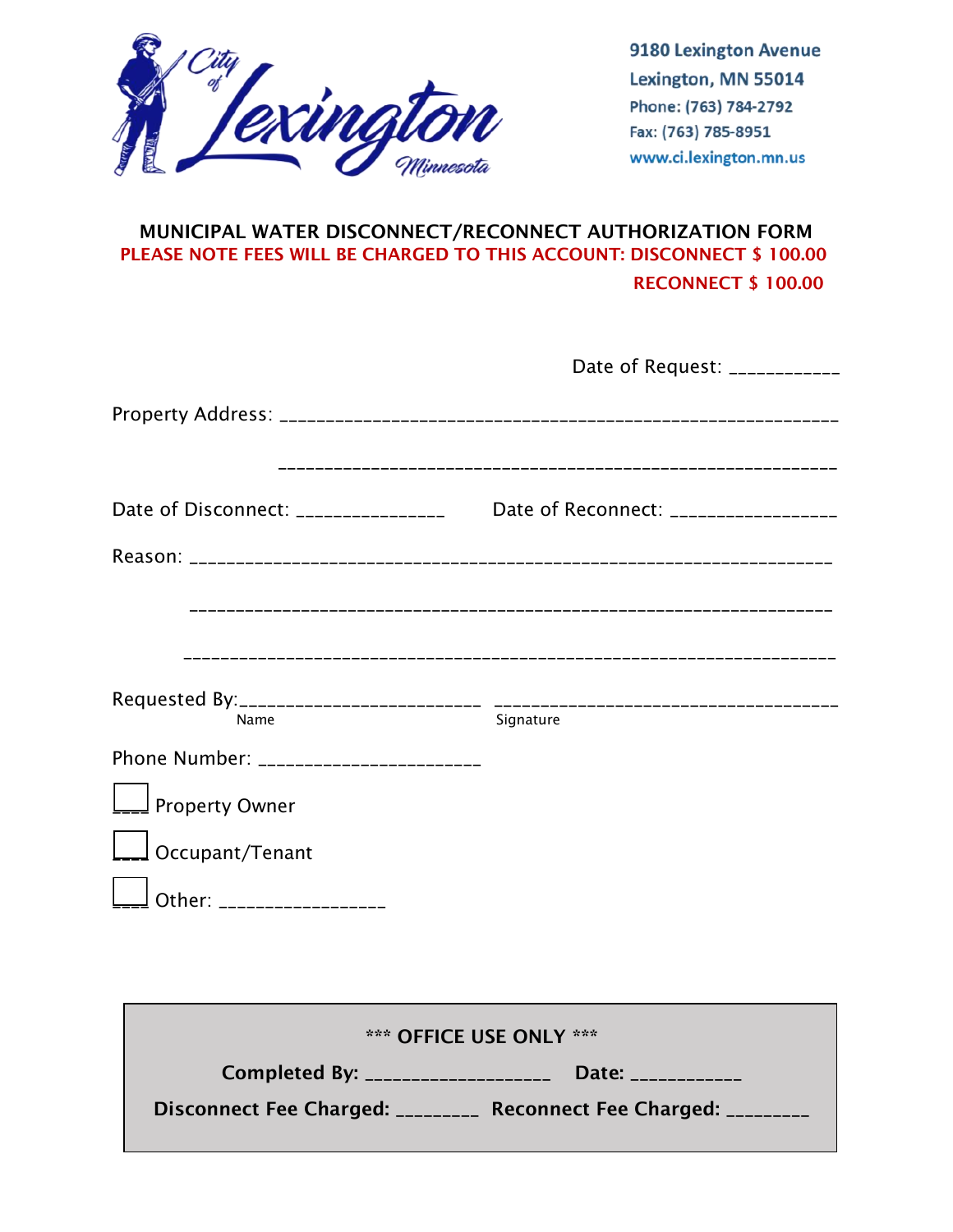City of Lexington Minnesota

9180 Lexington Avenue
Lexington, MN 55014
Phone: (763) 784-2792
Fax: (763) 785-8951
www.ci.lexington.mn.us

## MUNICIPAL WATER DISCONNECT/RECONNECT AUTHORIZATION FORM

**PLEASE NOTE FEES WILL BE CHARGED TO THIS ACCOUNT: DISCONNECT $ 100.00**

**RECONNECT $ 100.00**

Date of Request: ___________

Property Address: ___________________________________________________________

___________________________________________________________

Date of Disconnect: _______________ Date of Reconnect: _________________

Reason: ___________________________________________________________________

___________________________________________________________________

___________________________________________________________________

Requested By: _________________________ ____________________________________
Name Signature

Phone Number: ______________________

☐ Property Owner

☐ Occupant/Tenant

☐ Other: ________________

**\*\*\* OFFICE USE ONLY \*\*\***

**Completed By:** ___________________ **Date:** ___________

**Disconnect Fee Charged:** ________ **Reconnect Fee Charged:** ________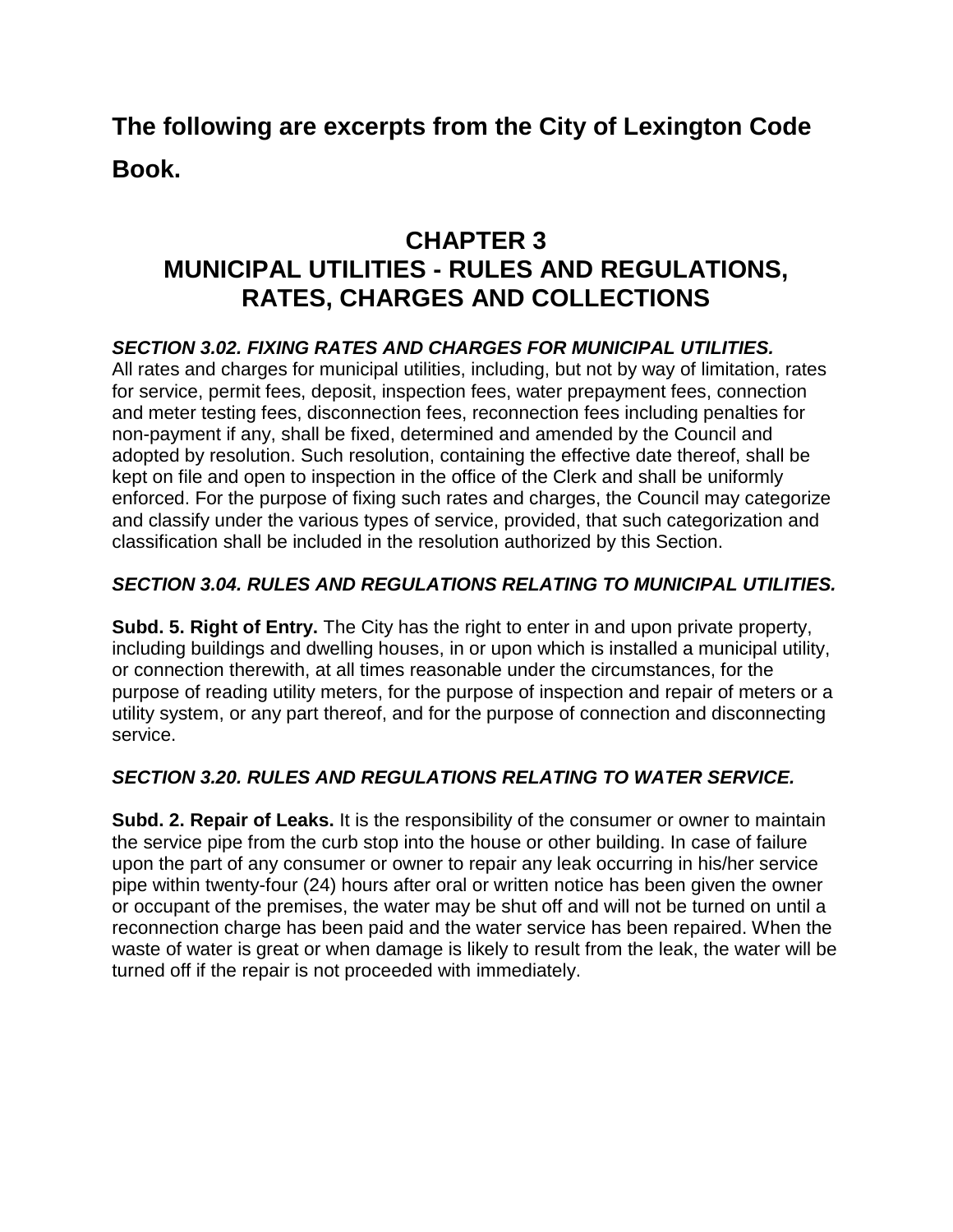## The following are excerpts from the City of Lexington Code Book.

# CHAPTER 3
# MUNICIPAL UTILITIES - RULES AND REGULATIONS, RATES, CHARGES AND COLLECTIONS

***SECTION 3.02. FIXING RATES AND CHARGES FOR MUNICIPAL UTILITIES.***
All rates and charges for municipal utilities, including, but not by way of limitation, rates for service, permit fees, deposit, inspection fees, water prepayment fees, connection and meter testing fees, disconnection fees, reconnection fees including penalties for non-payment if any, shall be fixed, determined and amended by the Council and adopted by resolution. Such resolution, containing the effective date thereof, shall be kept on file and open to inspection in the office of the Clerk and shall be uniformly enforced. For the purpose of fixing such rates and charges, the Council may categorize and classify under the various types of service, provided, that such categorization and classification shall be included in the resolution authorized by this Section.

***SECTION 3.04. RULES AND REGULATIONS RELATING TO MUNICIPAL UTILITIES.***

**Subd. 5. Right of Entry.** The City has the right to enter in and upon private property, including buildings and dwelling houses, in or upon which is installed a municipal utility, or connection therewith, at all times reasonable under the circumstances, for the purpose of reading utility meters, for the purpose of inspection and repair of meters or a utility system, or any part thereof, and for the purpose of connection and disconnecting service.

***SECTION 3.20. RULES AND REGULATIONS RELATING TO WATER SERVICE.***

**Subd. 2. Repair of Leaks.** It is the responsibility of the consumer or owner to maintain the service pipe from the curb stop into the house or other building. In case of failure upon the part of any consumer or owner to repair any leak occurring in his/her service pipe within twenty-four (24) hours after oral or written notice has been given the owner or occupant of the premises, the water may be shut off and will not be turned on until a reconnection charge has been paid and the water service has been repaired. When the waste of water is great or when damage is likely to result from the leak, the water will be turned off if the repair is not proceeded with immediately.